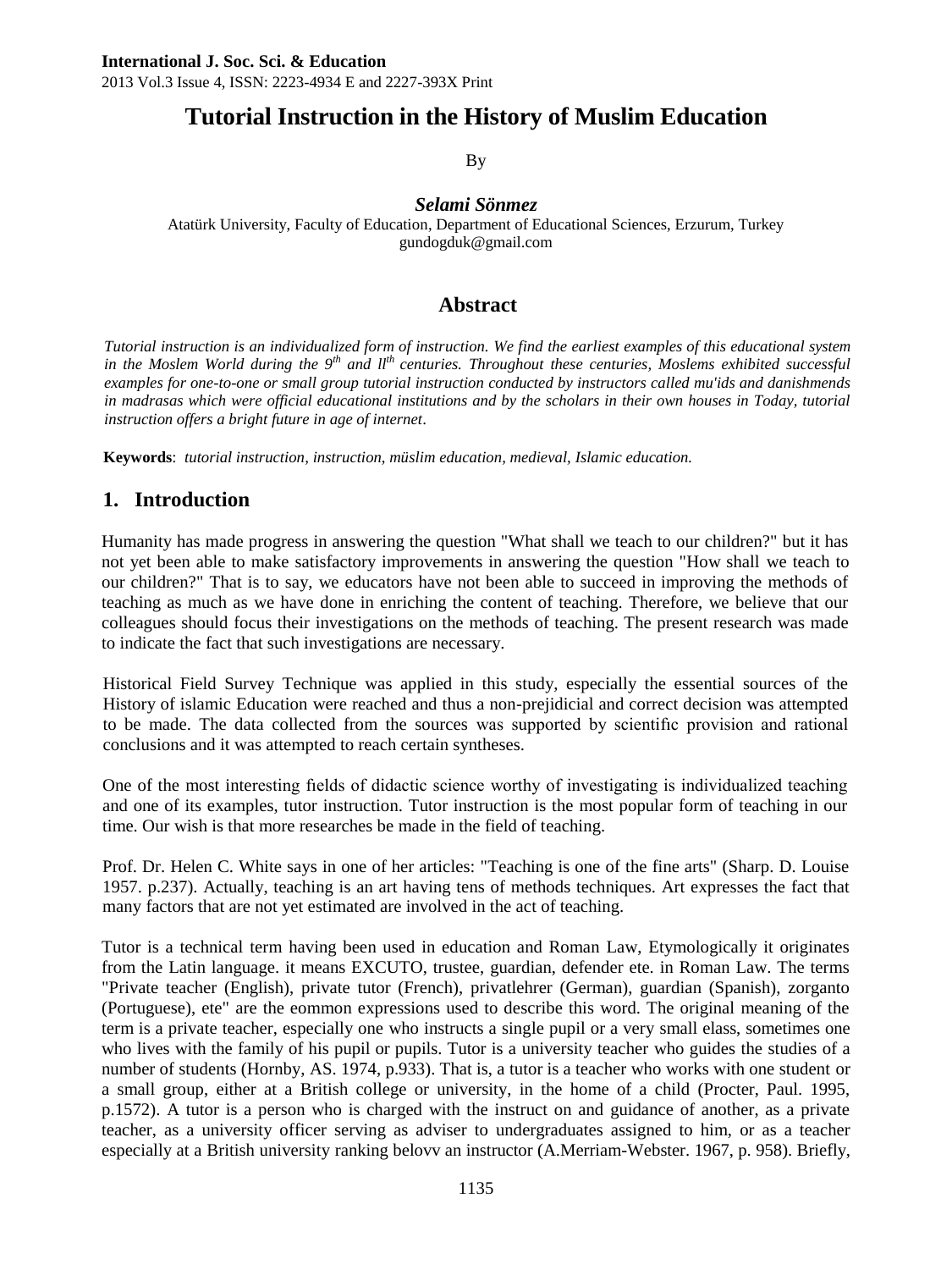# Tutorial Instruction in the History of Muslim Education

By

***Selami Sönmez***

Atatürk University, Faculty of Education, Department of Educational Sciences, Erzurum, Turkey
gundogduk@gmail.com

## Abstract

*Tutorial instruction is an individualized form of instruction. We find the earliest examples of this educational system in the Moslem World during the 9th and llth centuries. Throughout these centuries, Moslems exhibited successful examples for one-to-one or small group tutorial instruction conducted by instructors called mu'ids and danishmends in madrasas which were official educational institutions and by the scholars in their own houses in Today, tutorial instruction offers a bright future in age of internet.*

**Keywords**: *tutorial instruction, instruction, müslim education, medieval, Islamic education.*

## 1. Introduction

Humanity has made progress in answering the question "What shall we teach to our children?" but it has not yet been able to make satisfactory improvements in answering the question "How shall we teach to our children?" That is to say, we educators have not been able to succeed in improving the methods of teaching as much as we have done in enriching the content of teaching. Therefore, we believe that our colleagues should focus their investigations on the methods of teaching. The present research was made to indicate the fact that such investigations are necessary.

Historical Field Survey Technique was applied in this study, especially the essential sources of the History of islamic Education were reached and thus a non-prejidicial and correct decision was attempted to be made. The data collected from the sources was supported by scientific provision and rational conclusions and it was attempted to reach certain syntheses.

One of the most interesting fields of didactic science worthy of investigating is individualized teaching and one of its examples, tutor instruction. Tutor instruction is the most popular form of teaching in our time. Our wish is that more researches be made in the field of teaching.

Prof. Dr. Helen C. White says in one of her articles: "Teaching is one of the fine arts" (Sharp. D. Louise 1957. p.237). Actually, teaching is an art having tens of methods techniques. Art expresses the fact that many factors that are not yet estimated are involved in the act of teaching.

Tutor is a technical term having been used in education and Roman Law, Etymologically it originates from the Latin language. it means EXCUTO, trustee, guardian, defender ete. in Roman Law. The terms "Private teacher (English), private tutor (French), privatlehrer (German), guardian (Spanish), zorganto (Portuguese), ete" are the eommon expressions used to describe this word. The original meaning of the term is a private teacher, especially one who instructs a single pupil or a very small elass, sometimes one who lives with the family of his pupil or pupils. Tutor is a university teacher who guides the studies of a number of students (Hornby, AS. 1974, p.933). That is, a tutor is a teacher who works with one student or a small group, either at a British college or university, in the home of a child (Procter, Paul. 1995, p.1572). A tutor is a person who is charged with the instruct on and guidance of another, as a private teacher, as a university officer serving as adviser to undergraduates assigned to him, or as a teacher especially at a British university ranking belovv an instructor (A.Merriam-Webster. 1967, p. 958). Briefly,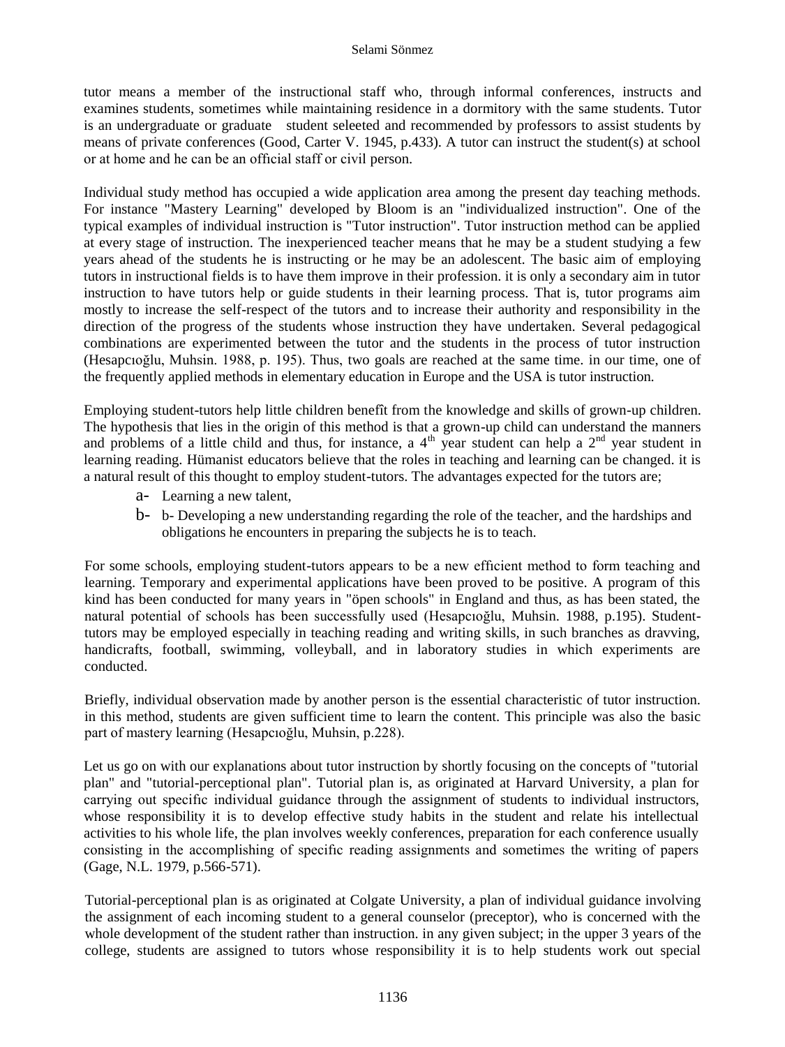tutor means a member of the instructional staff who, through informal conferences, instructs and examines students, sometimes while maintaining residence in a dormitory with the same students. Tutor is an undergraduate or graduate student seleeted and recommended by professors to assist students by means of private conferences (Good, Carter V. 1945, p.433). A tutor can instruct the student(s) at school or at home and he can be an official staff or civil person.

Individual study method has occupied a wide application area among the present day teaching methods. For instance "Mastery Learning" developed by Bloom is an "individualized instruction". One of the typical examples of individual instruction is "Tutor instruction". Tutor instruction method can be applied at every stage of instruction. The inexperienced teacher means that he may be a student studying a few years ahead of the students he is instructing or he may be an adolescent. The basic aim of employing tutors in instructional fields is to have them improve in their profession. it is only a secondary aim in tutor instruction to have tutors help or guide students in their learning process. That is, tutor programs aim mostly to increase the self-respect of the tutors and to increase their authority and responsibility in the direction of the progress of the students whose instruction they have undertaken. Several pedagogical combinations are experimented between the tutor and the students in the process of tutor instruction (Hesapcıoğlu, Muhsin. 1988, p. 195). Thus, two goals are reached at the same time. in our time, one of the frequently applied methods in elementary education in Europe and the USA is tutor instruction.

Employing student-tutors help little children benefît from the knowledge and skills of grown-up children. The hypothesis that lies in the origin of this method is that a grown-up child can understand the manners and problems of a little child and thus, for instance, a 4th year student can help a 2nd year student in learning reading. Hümanist educators believe that the roles in teaching and learning can be changed. it is a natural result of this thought to employ student-tutors. The advantages expected for the tutors are;

a- Learning a new talent,

b- b- Developing a new understanding regarding the role of the teacher, and the hardships and obligations he encounters in preparing the subjects he is to teach.

For some schools, employing student-tutors appears to be a new efficient method to form teaching and learning. Temporary and experimental applications have been proved to be positive. A program of this kind has been conducted for many years in "öpen schools" in England and thus, as has been stated, the natural potential of schools has been successfully used (Hesapcıoğlu, Muhsin. 1988, p.195). Student-tutors may be employed especially in teaching reading and writing skills, in such branches as dravving, handicrafts, football, swimming, volleyball, and in laboratory studies in which experiments are conducted.

Briefly, individual observation made by another person is the essential characteristic of tutor instruction. in this method, students are given sufficient time to learn the content. This principle was also the basic part of mastery learning (Hesapcıoğlu, Muhsin, p.228).

Let us go on with our explanations about tutor instruction by shortly focusing on the concepts of "tutorial plan" and "tutorial-perceptional plan". Tutorial plan is, as originated at Harvard University, a plan for carrying out specific individual guidance through the assignment of students to individual instructors, whose responsibility it is to develop effective study habits in the student and relate his intellectual activities to his whole life, the plan involves weekly conferences, preparation for each conference usually consisting in the accomplishing of specific reading assignments and sometimes the writing of papers (Gage, N.L. 1979, p.566-571).

Tutorial-perceptional plan is as originated at Colgate University, a plan of individual guidance involving the assignment of each incoming student to a general counselor (preceptor), who is concerned with the whole development of the student rather than instruction. in any given subject; in the upper 3 years of the college, students are assigned to tutors whose responsibility it is to help students work out special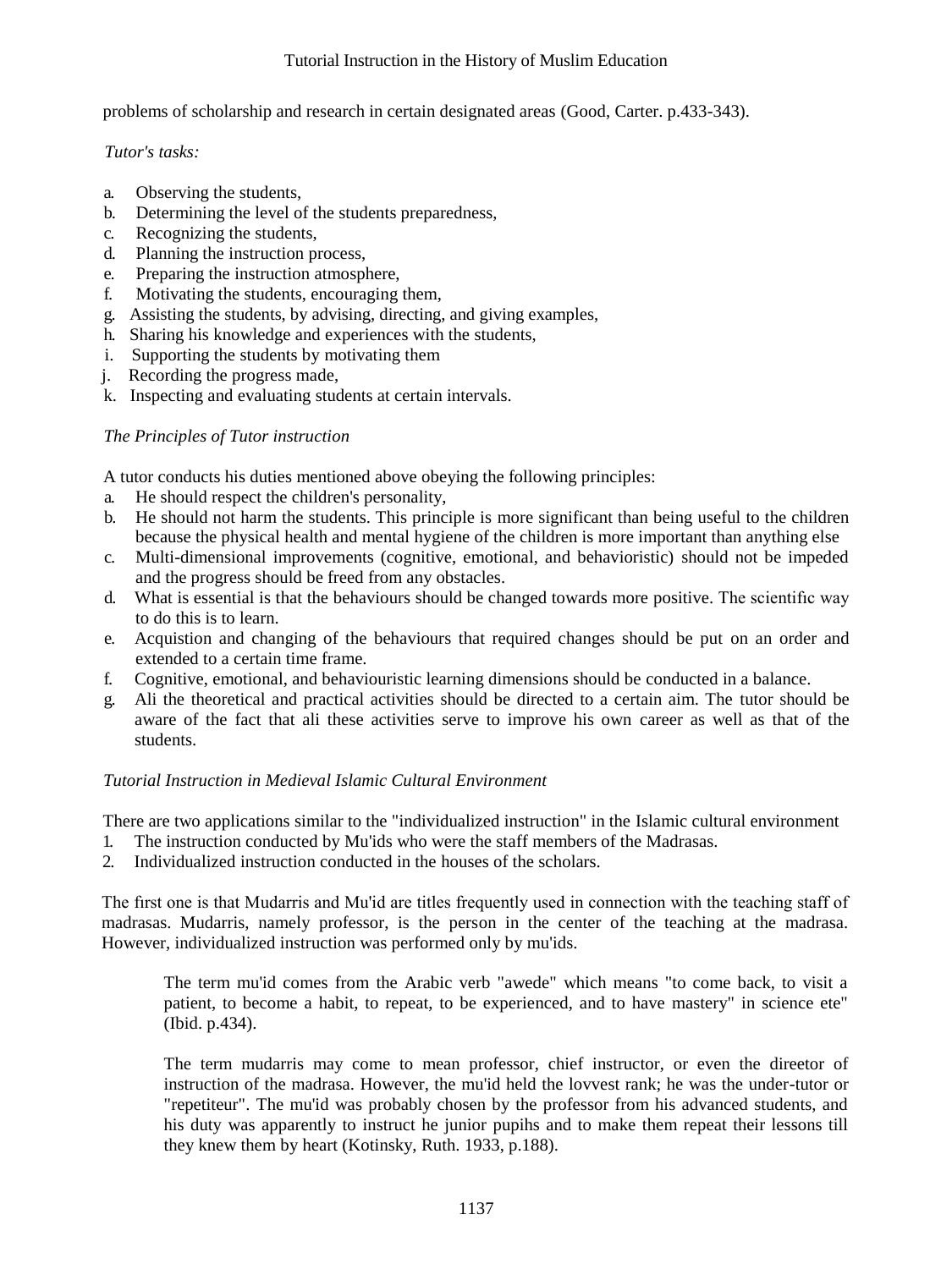problems of scholarship and research in certain designated areas (Good, Carter. p.433-343).

*Tutor's tasks:*

a. Observing the students,
b. Determining the level of the students preparedness,
c. Recognizing the students,
d. Planning the instruction process,
e. Preparing the instruction atmosphere,
f. Motivating the students, encouraging them,
g. Assisting the students, by advising, directing, and giving examples,
h. Sharing his knowledge and experiences with the students,
i. Supporting the students by motivating them
j. Recording the progress made,
k. Inspecting and evaluating students at certain intervals.

*The Principles of Tutor instruction*

A tutor conducts his duties mentioned above obeying the following principles:

a. He should respect the children's personality,
b. He should not harm the students. This principle is more significant than being useful to the children because the physical health and mental hygiene of the children is more important than anything else
c. Multi-dimensional improvements (cognitive, emotional, and behavioristic) should not be impeded and the progress should be freed from any obstacles.
d. What is essential is that the behaviours should be changed towards more positive. The scientific way to do this is to learn.
e. Acquistion and changing of the behaviours that required changes should be put on an order and extended to a certain time frame.
f. Cognitive, emotional, and behaviouristic learning dimensions should be conducted in a balance.
g. Ali the theoretical and practical activities should be directed to a certain aim. The tutor should be aware of the fact that ali these activities serve to improve his own career as well as that of the students.

*Tutorial Instruction in Medieval Islamic Cultural Environment*

There are two applications similar to the "individualized instruction" in the Islamic cultural environment

1. The instruction conducted by Mu'ids who were the staff members of the Madrasas.
2. Individualized instruction conducted in the houses of the scholars.

The first one is that Mudarris and Mu'id are titles frequently used in connection with the teaching staff of madrasas. Mudarris, namely professor, is the person in the center of the teaching at the madrasa. However, individualized instruction was performed only by mu'ids.

> The term mu'id comes from the Arabic verb "awede" which means "to come back, to visit a patient, to become a habit, to repeat, to be experienced, and to have mastery" in science ete" (Ibid. p.434).
>
> The term mudarris may come to mean professor, chief instructor, or even the direetor of instruction of the madrasa. However, the mu'id held the lovvest rank; he was the under-tutor or "repetiteur". The mu'id was probably chosen by the professor from his advanced students, and his duty was apparently to instruct he junior pupihs and to make them repeat their lessons till they knew them by heart (Kotinsky, Ruth. 1933, p.188).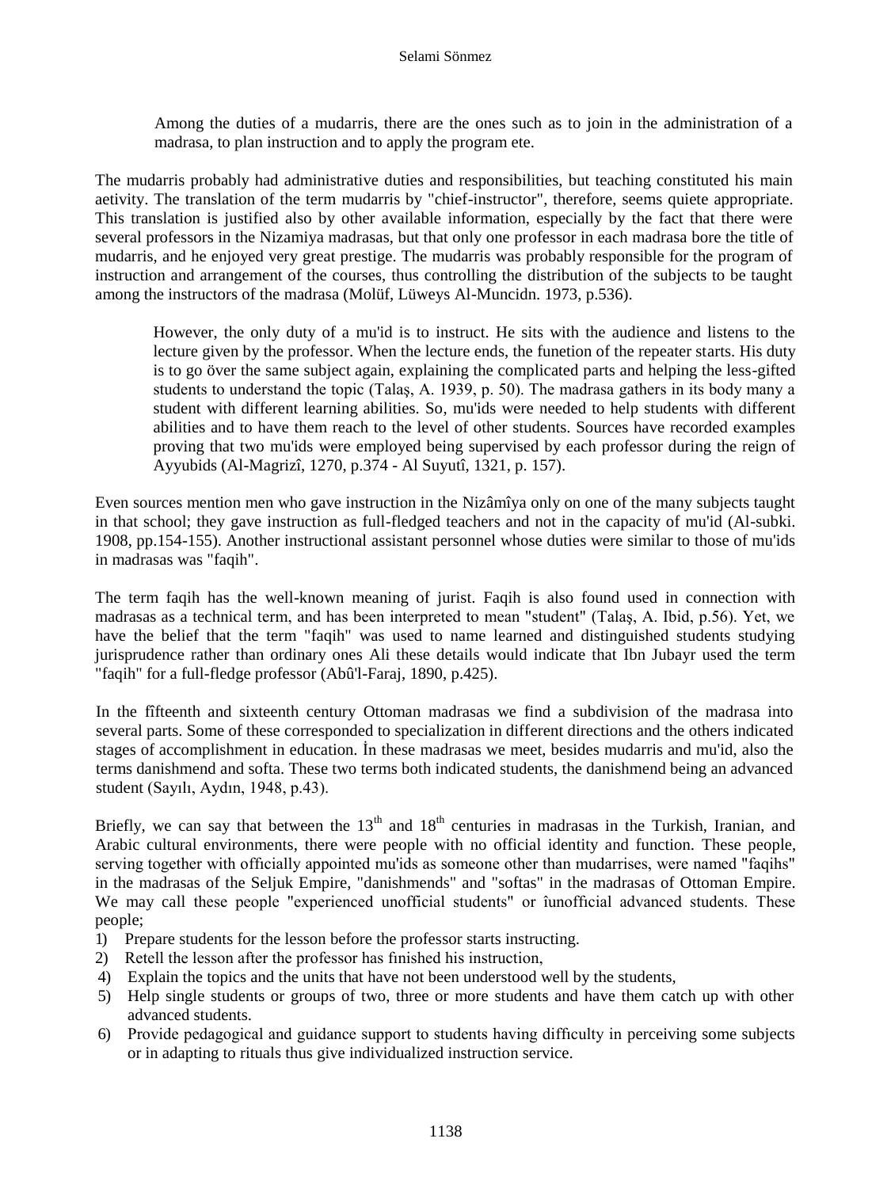Among the duties of a mudarris, there are the ones such as to join in the administration of a madrasa, to plan instruction and to apply the program ete.

The mudarris probably had administrative duties and responsibilities, but teaching constituted his main aetivity. The translation of the term mudarris by "chief-instructor", therefore, seems quiete appropriate. This translation is justified also by other available information, especially by the fact that there were several professors in the Nizamiya madrasas, but that only one professor in each madrasa bore the title of mudarris, and he enjoyed very great prestige. The mudarris was probably responsible for the program of instruction and arrangement of the courses, thus controlling the distribution of the subjects to be taught among the instructors of the madrasa (Molüf, Lüweys Al-Muncidn. 1973, p.536).

However, the only duty of a mu'id is to instruct. He sits with the audience and listens to the lecture given by the professor. When the lecture ends, the funetion of the repeater starts. His duty is to go över the same subject again, explaining the complicated parts and helping the less-gifted students to understand the topic (Talaş, A. 1939, p. 50). The madrasa gathers in its body many a student with different learning abilities. So, mu'ids were needed to help students with different abilities and to have them reach to the level of other students. Sources have recorded examples proving that two mu'ids were employed being supervised by each professor during the reign of Ayyubids (Al-Magrizî, 1270, p.374 - Al Suyutî, 1321, p. 157).

Even sources mention men who gave instruction in the Nizâmîya only on one of the many subjects taught in that school; they gave instruction as full-fledged teachers and not in the capacity of mu'id (Al-subki. 1908, pp.154-155). Another instructional assistant personnel whose duties were similar to those of mu'ids in madrasas was "faqih".

The term faqih has the well-known meaning of jurist. Faqih is also found used in connection with madrasas as a technical term, and has been interpreted to mean "student" (Talaş, A. Ibid, p.56). Yet, we have the belief that the term "faqih" was used to name learned and distinguished students studying jurisprudence rather than ordinary ones Ali these details would indicate that Ibn Jubayr used the term "faqih" for a full-fledge professor (Abû'l-Faraj, 1890, p.425).

In the fîfteenth and sixteenth century Ottoman madrasas we find a subdivision of the madrasa into several parts. Some of these corresponded to specialization in different directions and the others indicated stages of accomplishment in education. İn these madrasas we meet, besides mudarris and mu'id, also the terms danishmend and softa. These two terms both indicated students, the danishmend being an advanced student (Sayılı, Aydın, 1948, p.43).

Briefly, we can say that between the 13th and 18th centuries in madrasas in the Turkish, Iranian, and Arabic cultural environments, there were people with no official identity and function. These people, serving together with officially appointed mu'ids as someone other than mudarrises, were named "faqihs" in the madrasas of the Seljuk Empire, "danishmends" and "softas" in the madrasas of Ottoman Empire. We may call these people "experienced unofficial students" or îunofficial advanced students. These people;

1) Prepare students for the lesson before the professor starts instructing.
2) Retell the lesson after the professor has fınished his instruction,
4) Explain the topics and the units that have not been understood well by the students,
5) Help single students or groups of two, three or more students and have them catch up with other advanced students.
6) Provide pedagogical and guidance support to students having difficulty in perceiving some subjects or in adapting to rituals thus give individualized instruction service.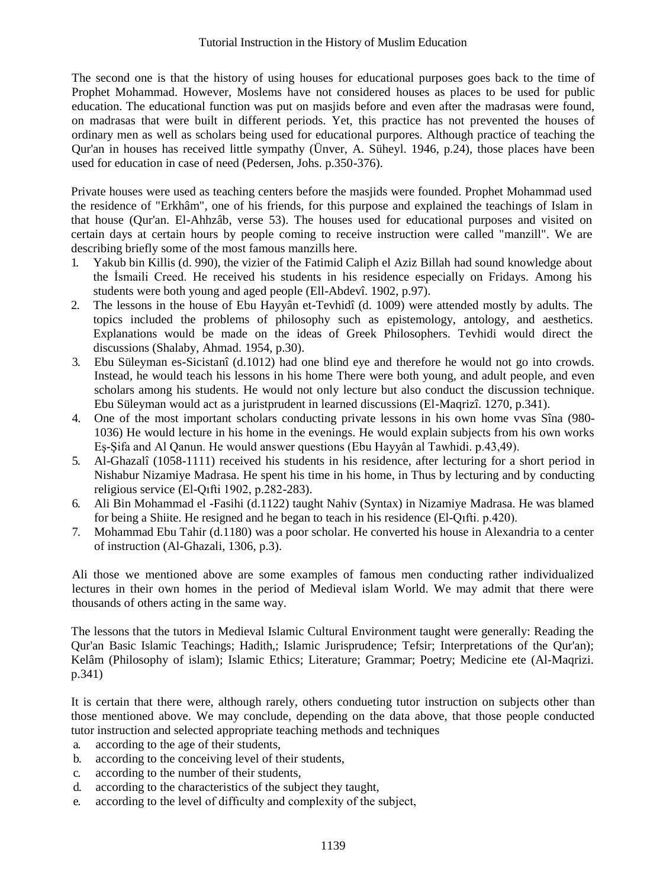The second one is that the history of using houses for educational purposes goes back to the time of Prophet Mohammad. However, Moslems have not considered houses as places to be used for public education. The educational function was put on masjids before and even after the madrasas were found, on madrasas that were built in different periods. Yet, this practice has not prevented the houses of ordinary men as well as scholars being used for educational purpores. Although practice of teaching the Qur'an in houses has received little sympathy (Ünver, A. Süheyl. 1946, p.24), those places have been used for education in case of need (Pedersen, Johs. p.350-376).

Private houses were used as teaching centers before the masjids were founded. Prophet Mohammad used the residence of "Erkhâm", one of his friends, for this purpose and explained the teachings of Islam in that house (Qur'an. El-Ahhzâb, verse 53). The houses used for educational purposes and visited on certain days at certain hours by people coming to receive instruction were called "manzill". We are describing briefly some of the most famous manzills here.

1. Yakub bin Killis (d. 990), the vizier of the Fatimid Caliph el Aziz Billah had sound knowledge about the İsmaili Creed. He received his students in his residence especially on Fridays. Among his students were both young and aged people (Ell-Abdevî. 1902, p.97).
2. The lessons in the house of Ebu Hayyân et-Tevhidî (d. 1009) were attended mostly by adults. The topics included the problems of philosophy such as epistemology, antology, and aesthetics. Explanations would be made on the ideas of Greek Philosophers. Tevhidi would direct the discussions (Shalaby, Ahmad. 1954, p.30).
3. Ebu Süleyman es-Sicistanî (d.1012) had one blind eye and therefore he would not go into crowds. Instead, he would teach his lessons in his home There were both young, and adult people, and even scholars among his students. He would not only lecture but also conduct the discussion technique. Ebu Süleyman would act as a juristprudent in learned discussions (El-Maqrizî. 1270, p.341).
4. One of the most important scholars conducting private lessons in his own home vvas Sîna (980-1036) He would lecture in his home in the evenings. He would explain subjects from his own works Eş-Şifa and Al Qanun. He would answer questions (Ebu Hayyân al Tawhidi. p.43,49).
5. Al-Ghazalî (1058-1111) received his students in his residence, after lecturing for a short period in Nishabur Nizamiye Madrasa. He spent his time in his home, in Thus by lecturing and by conducting religious service (El-Qıfti 1902, p.282-283).
6. Ali Bin Mohammad el -Fasihi (d.1122) taught Nahiv (Syntax) in Nizamiye Madrasa. He was blamed for being a Shiite. He resigned and he began to teach in his residence (El-Qıfti. p.420).
7. Mohammad Ebu Tahir (d.1180) was a poor scholar. He converted his house in Alexandria to a center of instruction (Al-Ghazali, 1306, p.3).

Ali those we mentioned above are some examples of famous men conducting rather individualized lectures in their own homes in the period of Medieval islam World. We may admit that there were thousands of others acting in the same way.

The lessons that the tutors in Medieval Islamic Cultural Environment taught were generally: Reading the Qur'an Basic Islamic Teachings; Hadith,; Islamic Jurisprudence; Tefsir; Interpretations of the Qur'an); Kelâm (Philosophy of islam); Islamic Ethics; Literature; Grammar; Poetry; Medicine ete (Al-Maqrizi. p.341)

It is certain that there were, although rarely, others condueting tutor instruction on subjects other than those mentioned above. We may conclude, depending on the data above, that those people conducted tutor instruction and selected appropriate teaching methods and techniques

a. according to the age of their students,
b. according to the conceiving level of their students,
c. according to the number of their students,
d. according to the characteristics of the subject they taught,
e. according to the level of difficulty and complexity of the subject,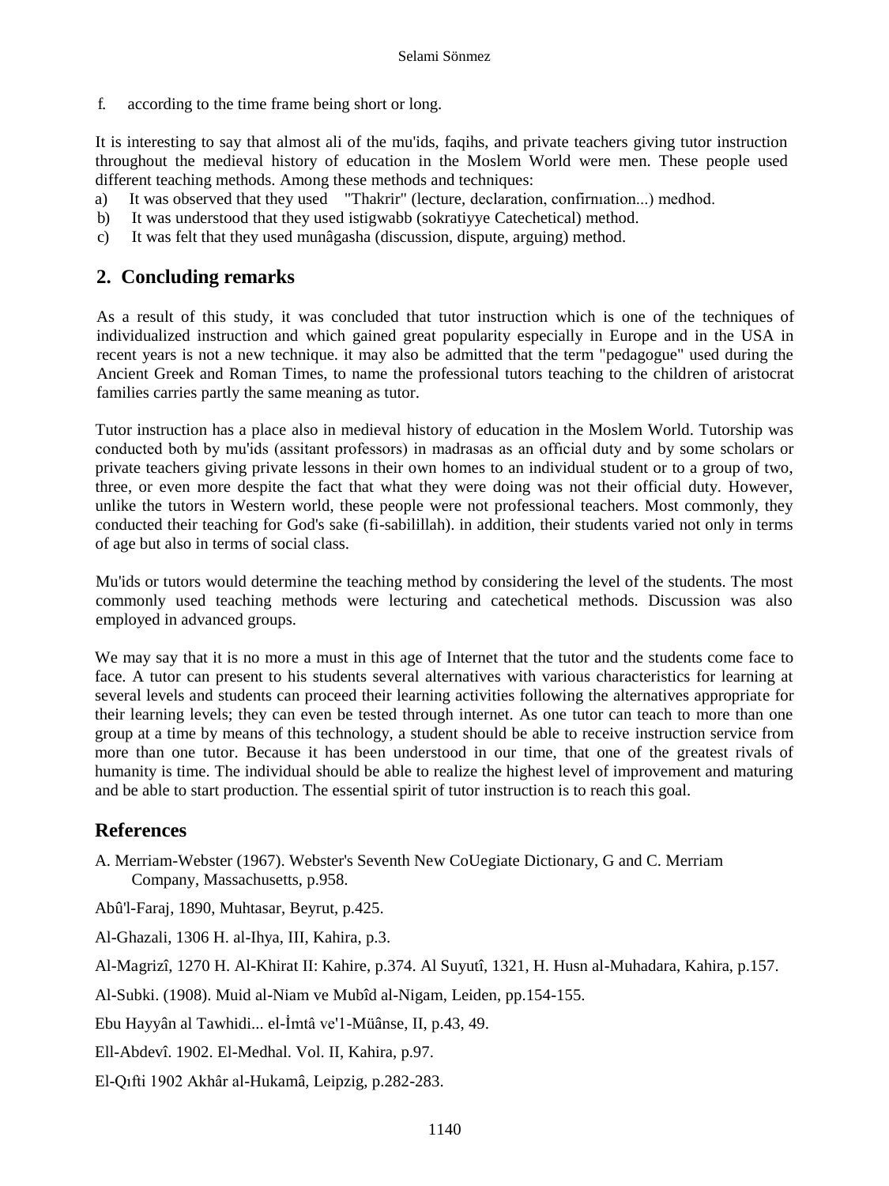f. according to the time frame being short or long.

It is interesting to say that almost ali of the mu'ids, faqihs, and private teachers giving tutor instruction throughout the medieval history of education in the Moslem World were men. These people used different teaching methods. Among these methods and techniques:

a) It was observed that they used "Thakrir" (lecture, declaration, confirmation...) medhod.
b) It was understood that they used istigwabb (sokratiyye Catechetical) method.
c) It was felt that they used munâgasha (discussion, dispute, arguing) method.

## 2. Concluding remarks

As a result of this study, it was concluded that tutor instruction which is one of the techniques of individualized instruction and which gained great popularity especially in Europe and in the USA in recent years is not a new technique. it may also be admitted that the term "pedagogue" used during the Ancient Greek and Roman Times, to name the professional tutors teaching to the children of aristocrat families carries partly the same meaning as tutor.

Tutor instruction has a place also in medieval history of education in the Moslem World. Tutorship was conducted both by mu'ids (assitant professors) in madrasas as an official duty and by some scholars or private teachers giving private lessons in their own homes to an individual student or to a group of two, three, or even more despite the fact that what they were doing was not their official duty. However, unlike the tutors in Western world, these people were not professional teachers. Most commonly, they conducted their teaching for God's sake (fi-sabilillah). in addition, their students varied not only in terms of age but also in terms of social class.

Mu'ids or tutors would determine the teaching method by considering the level of the students. The most commonly used teaching methods were lecturing and catechetical methods. Discussion was also employed in advanced groups.

We may say that it is no more a must in this age of Internet that the tutor and the students come face to face. A tutor can present to his students several alternatives with various characteristics for learning at several levels and students can proceed their learning activities following the alternatives appropriate for their learning levels; they can even be tested through internet. As one tutor can teach to more than one group at a time by means of this technology, a student should be able to receive instruction service from more than one tutor. Because it has been understood in our time, that one of the greatest rivals of humanity is time. The individual should be able to realize the highest level of improvement and maturing and be able to start production. The essential spirit of tutor instruction is to reach this goal.

## References

A. Merriam-Webster (1967). Webster's Seventh New CoUegiate Dictionary, G and C. Merriam Company, Massachusetts, p.958.

Abû'l-Faraj, 1890, Muhtasar, Beyrut, p.425.

Al-Ghazali, 1306 H. al-Ihya, III, Kahira, p.3.

Al-Magrizî, 1270 H. Al-Khirat II: Kahire, p.374. Al Suyutî, 1321, H. Husn al-Muhadara, Kahira, p.157.

Al-Subki. (1908). Muid al-Niam ve Mubîd al-Nigam, Leiden, pp.154-155.

Ebu Hayyân al Tawhidi... el-İmtâ ve'1-Müânse, II, p.43, 49.

Ell-Abdevî. 1902. El-Medhal. Vol. II, Kahira, p.97.

El-Qıfti 1902 Akhâr al-Hukamâ, Leipzig, p.282-283.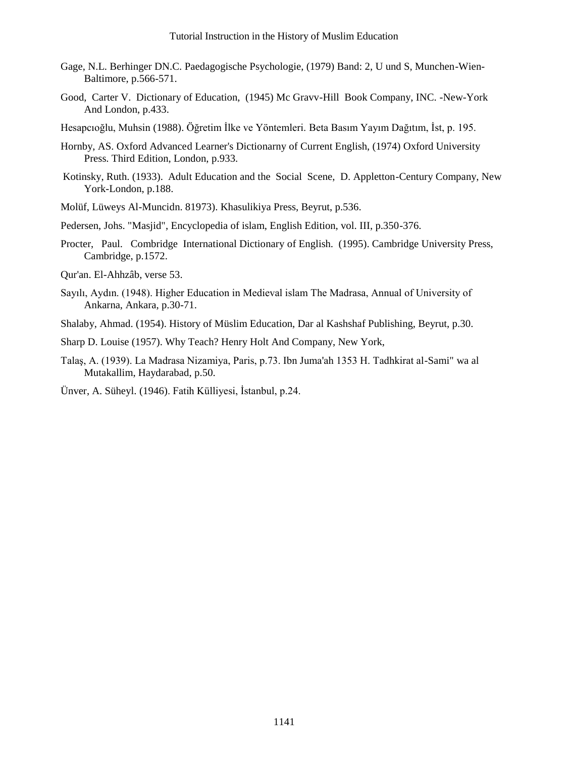Gage, N.L. Berhinger DN.C. Paedagogische Psychologie, (1979) Band: 2, U und S, Munchen-Wien-Baltimore, p.566-571.

Good, Carter V. Dictionary of Education, (1945) Mc Gravv-Hill Book Company, INC. -New-York And London, p.433.

Hesapcıoğlu, Muhsin (1988). Öğretim İlke ve Yöntemleri. Beta Basım Yayım Dağıtım, İst, p. 195.

Hornby, AS. Oxford Advanced Learner's Dictionarny of Current English, (1974) Oxford University Press. Third Edition, London, p.933.

Kotinsky, Ruth. (1933). Adult Education and the Social Scene, D. Appletton-Century Company, New York-London, p.188.

Molüf, Lüweys Al-Muncidn. 81973). Khasulikiya Press, Beyrut, p.536.

Pedersen, Johs. "Masjid", Encyclopedia of islam, English Edition, vol. III, p.350-376.

Procter, Paul. Combridge International Dictionary of English. (1995). Cambridge University Press, Cambridge, p.1572.

Qur'an. El-Ahhzâb, verse 53.

Sayılı, Aydın. (1948). Higher Education in Medieval islam The Madrasa, Annual of University of Ankarna, Ankara, p.30-71.

Shalaby, Ahmad. (1954). History of Müslim Education, Dar al Kashshaf Publishing, Beyrut, p.30.

Sharp D. Louise (1957). Why Teach? Henry Holt And Company, New York,

Talaş, A. (1939). La Madrasa Nizamiya, Paris, p.73. Ibn Juma'ah 1353 H. Tadhkirat al-Sami" wa al Mutakallim, Haydarabad, p.50.

Ünver, A. Süheyl. (1946). Fatih Külliyesi, İstanbul, p.24.